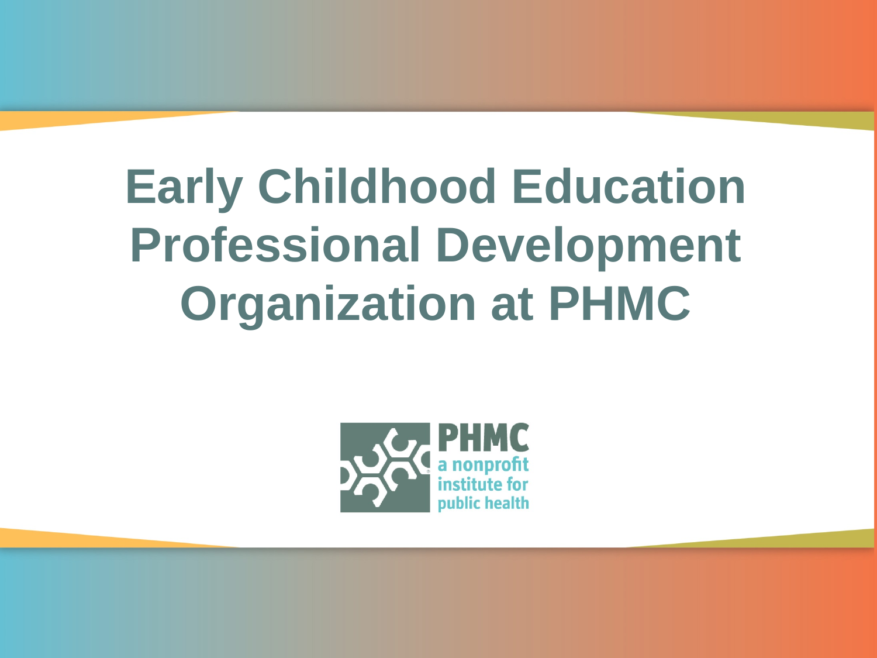# Early Childhood Education Professional Development Organization at PHMC

PHMC
a nonprofit
institute for
public health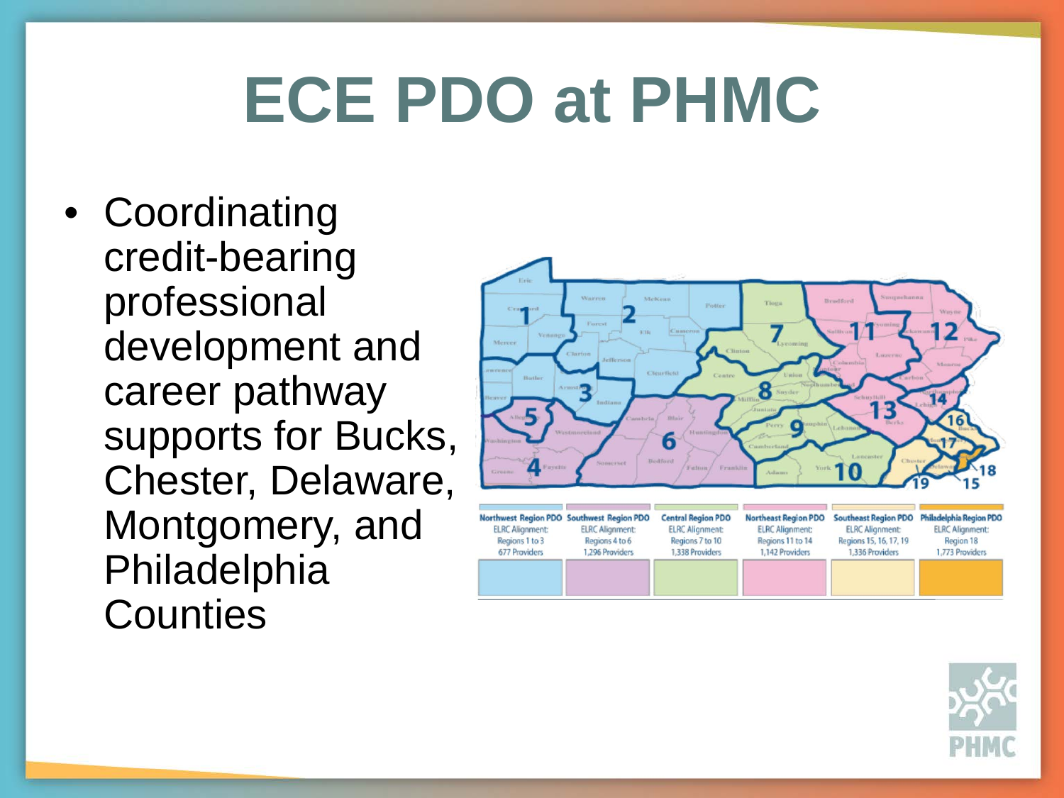# ECE PDO at PHMC

- Coordinating credit-bearing professional development and career pathway supports for Bucks, Chester, Delaware, Montgomery, and Philadelphia Counties

| Northwest Region PDO | Southwest Region PDO | Central Region PDO | Northeast Region PDO | Southeast Region PDO | Philadelphia Region PDO |
|---|---|---|---|---|---|
| ELRC Alignment: Regions 1 to 3 | ELRC Alignment: Regions 4 to 6 | ELRC Alignment: Regions 7 to 10 | ELRC Alignment: Regions 11 to 14 | ELRC Alignment: Regions 15, 16, 17, 19 | ELRC Alignment: Region 18 |
| 677 Providers | 1,296 Providers | 1,338 Providers | 1,142 Providers | 1,336 Providers | 1,773 Providers |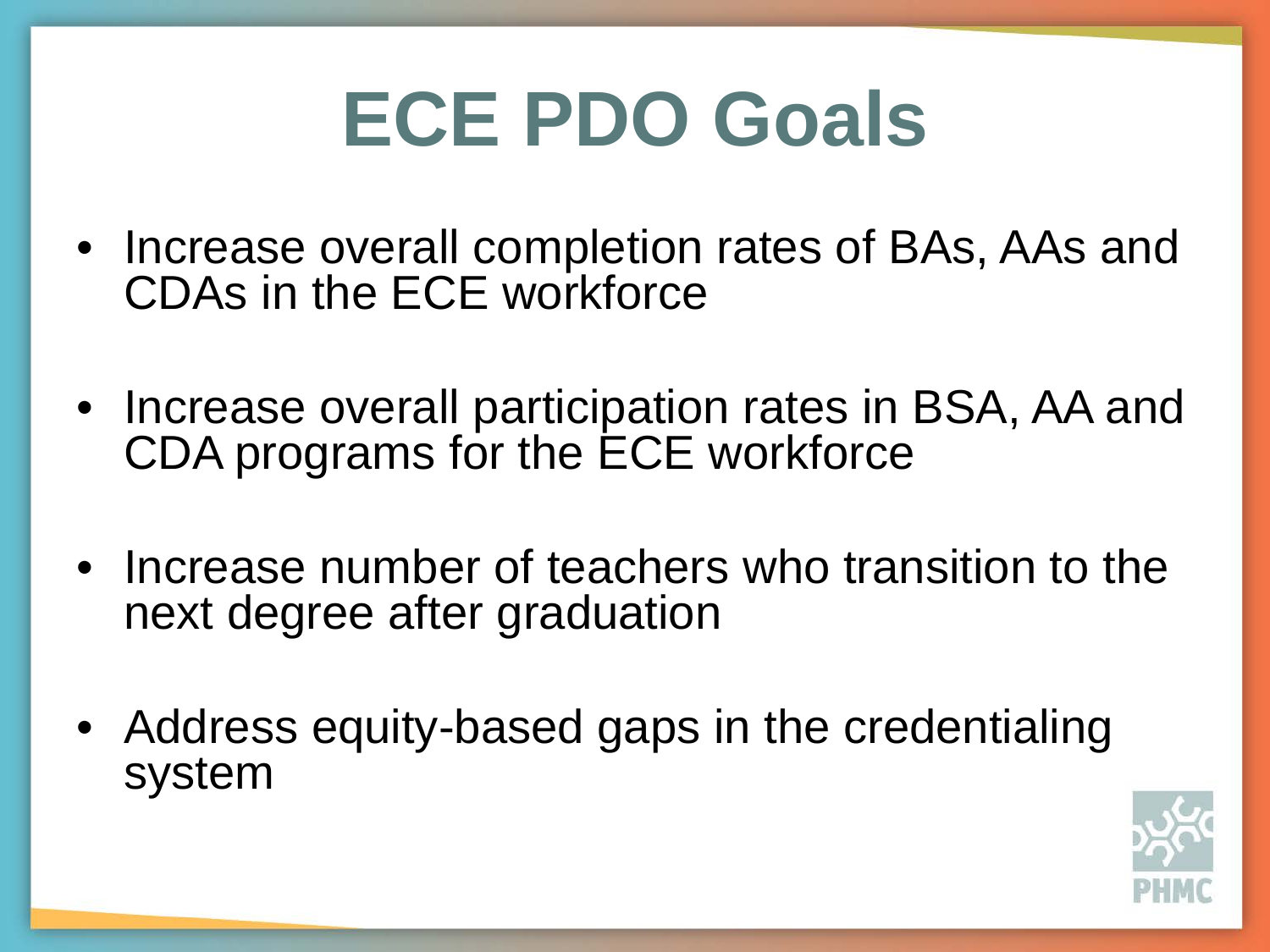# ECE PDO Goals

- Increase overall completion rates of BAs, AAs and CDAs in the ECE workforce
- Increase overall participation rates in BSA, AA and CDA programs for the ECE workforce
- Increase number of teachers who transition to the next degree after graduation
- Address equity-based gaps in the credentialing system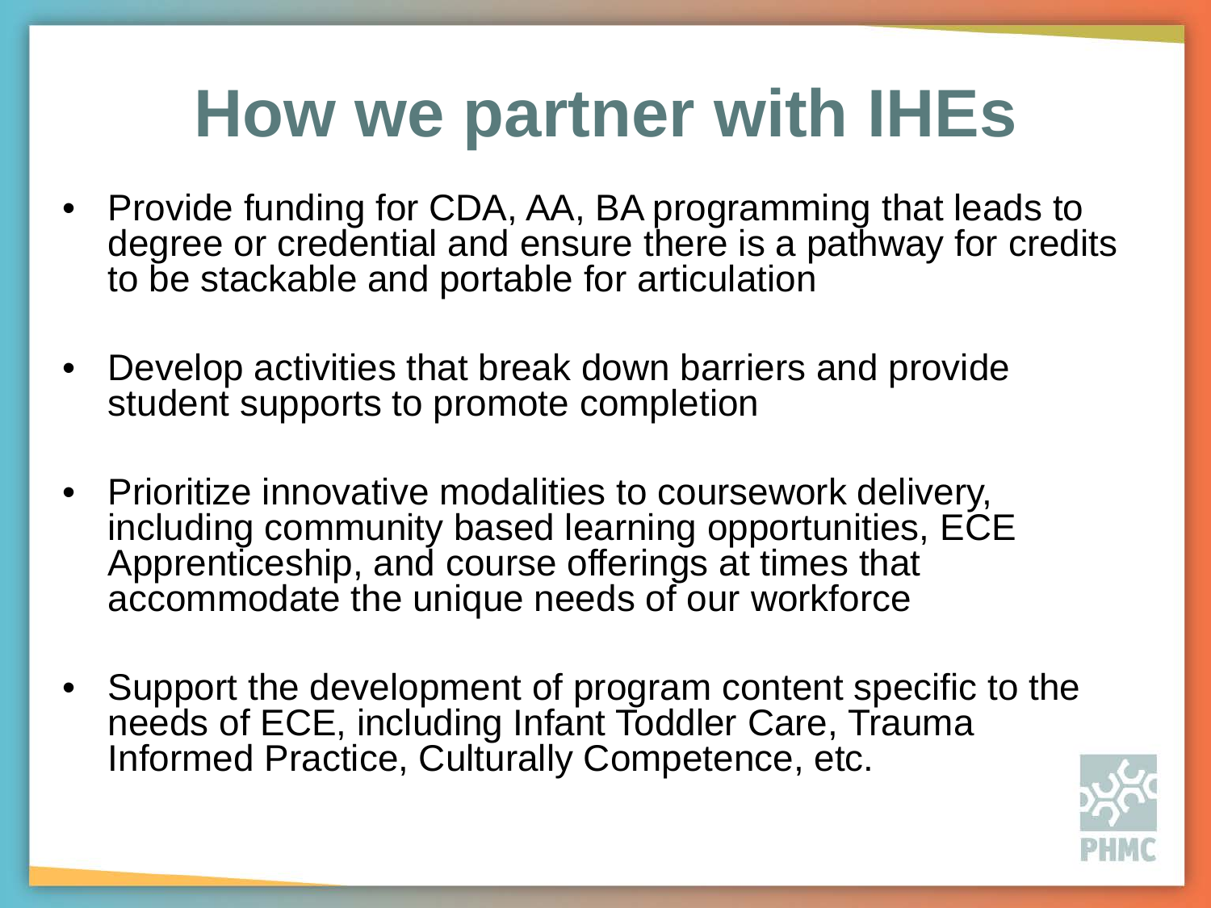# How we partner with IHEs

- Provide funding for CDA, AA, BA programming that leads to degree or credential and ensure there is a pathway for credits to be stackable and portable for articulation
- Develop activities that break down barriers and provide student supports to promote completion
- Prioritize innovative modalities to coursework delivery, including community based learning opportunities, ECE Apprenticeship, and course offerings at times that accommodate the unique needs of our workforce
- Support the development of program content specific to the needs of ECE, including Infant Toddler Care, Trauma Informed Practice, Culturally Competence, etc.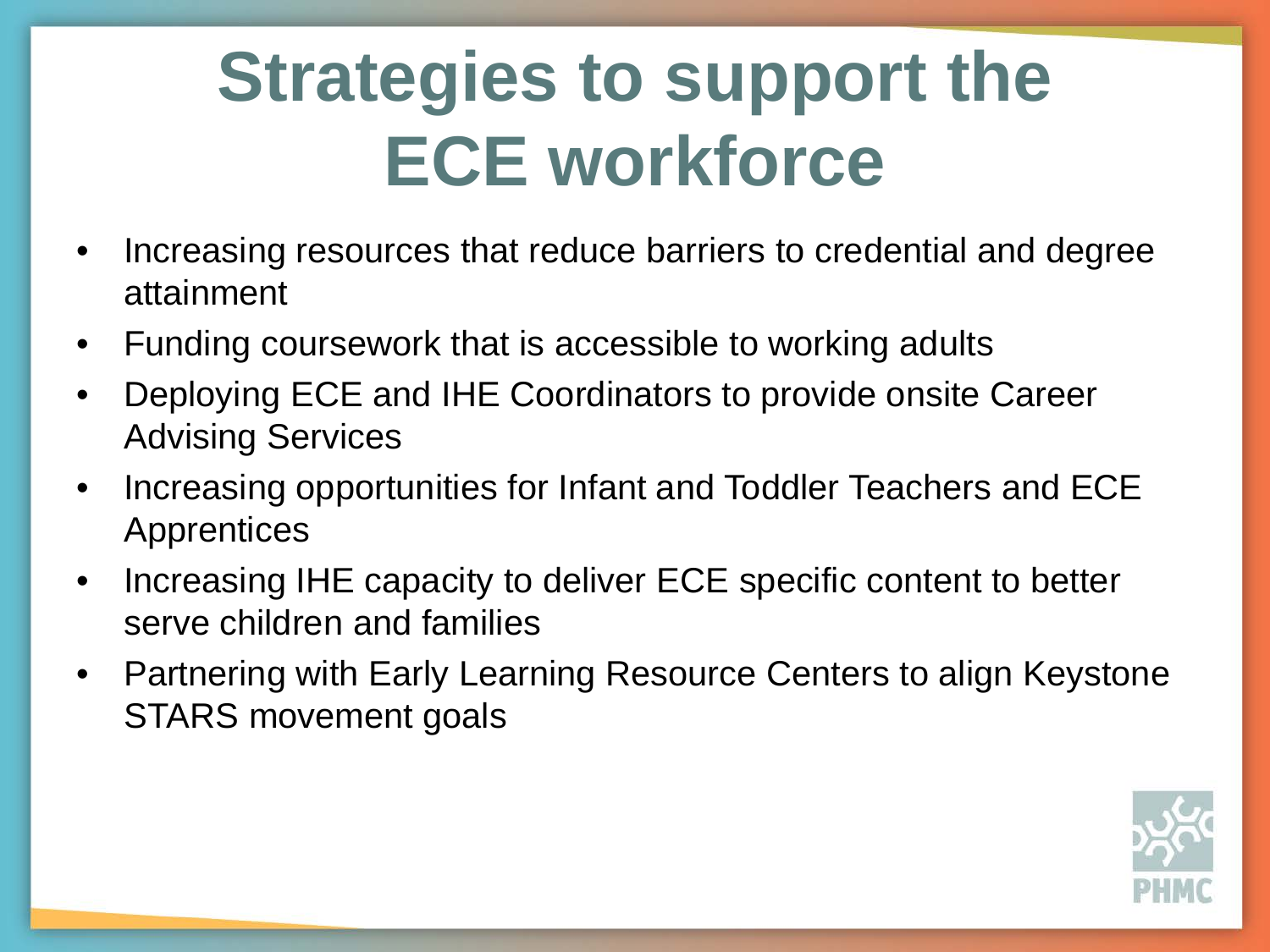# Strategies to support the ECE workforce

- Increasing resources that reduce barriers to credential and degree attainment
- Funding coursework that is accessible to working adults
- Deploying ECE and IHE Coordinators to provide onsite Career Advising Services
- Increasing opportunities for Infant and Toddler Teachers and ECE Apprentices
- Increasing IHE capacity to deliver ECE specific content to better serve children and families
- Partnering with Early Learning Resource Centers to align Keystone STARS movement goals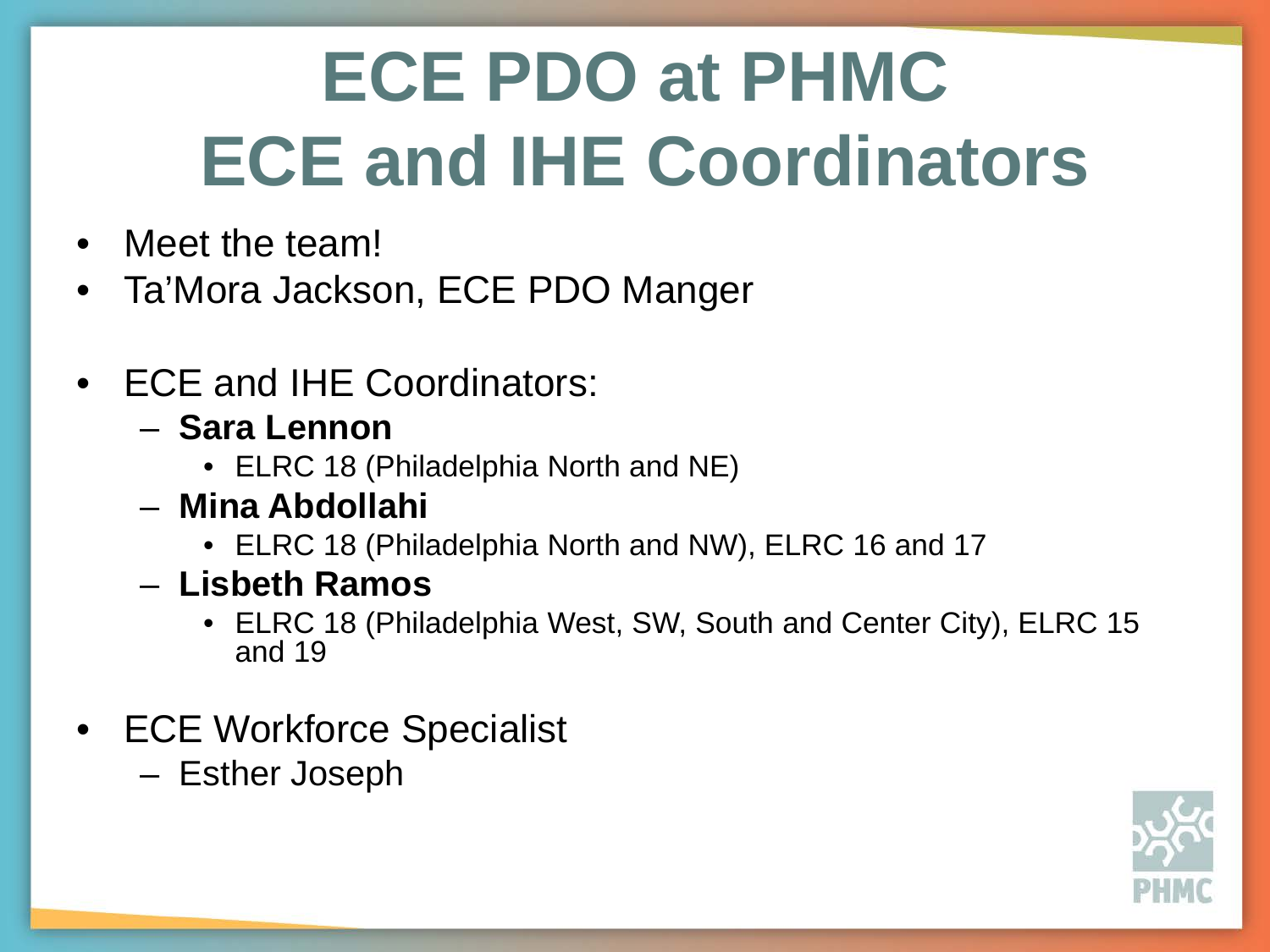# ECE PDO at PHMC
# ECE and IHE Coordinators

- Meet the team!
- Ta'Mora Jackson, ECE PDO Manger

- ECE and IHE Coordinators:
  - **Sara Lennon**
    - ELRC 18 (Philadelphia North and NE)
  - **Mina Abdollahi**
    - ELRC 18 (Philadelphia North and NW), ELRC 16 and 17
  - **Lisbeth Ramos**
    - ELRC 18 (Philadelphia West, SW, South and Center City), ELRC 15 and 19

- ECE Workforce Specialist
  - Esther Joseph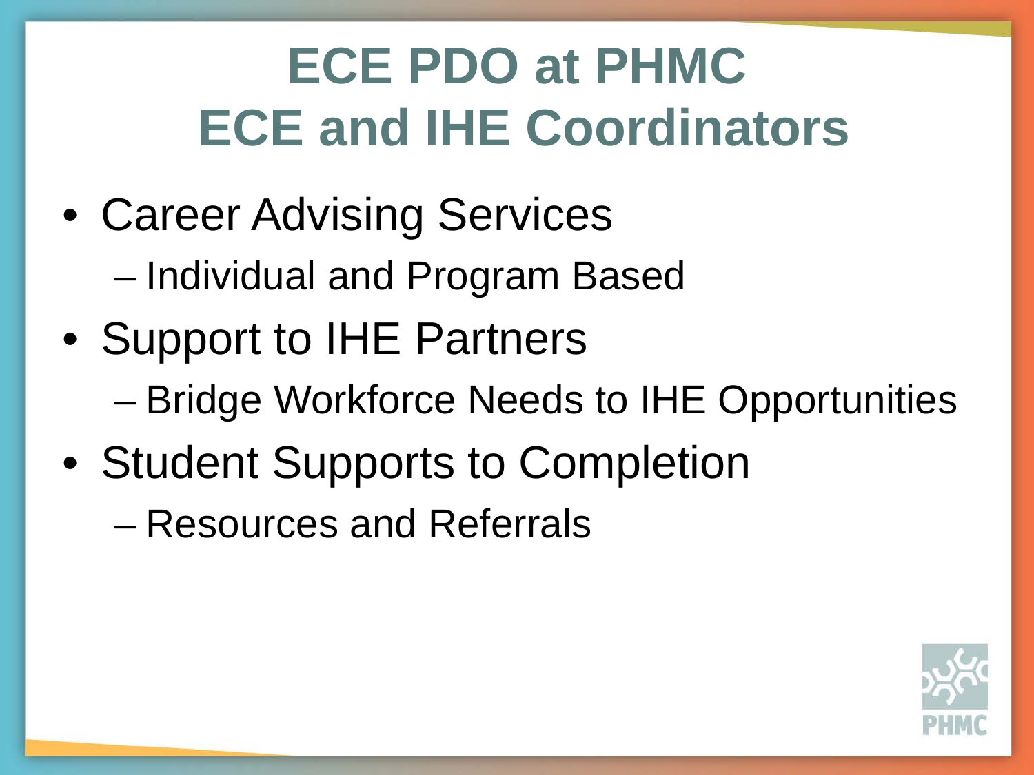# ECE PDO at PHMC
# ECE and IHE Coordinators

- Career Advising Services
  - Individual and Program Based
- Support to IHE Partners
  - Bridge Workforce Needs to IHE Opportunities
- Student Supports to Completion
  - Resources and Referrals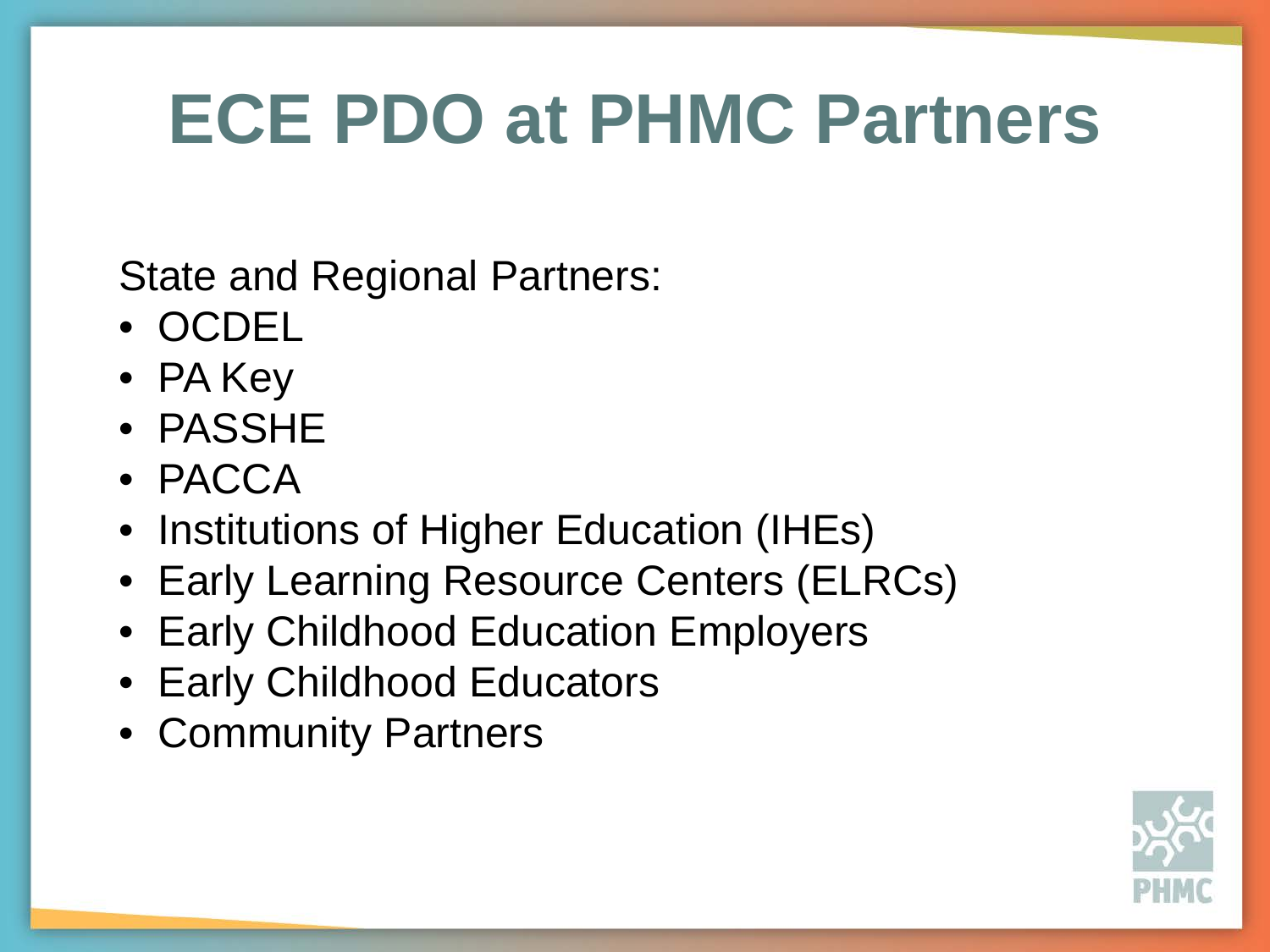# ECE PDO at PHMC Partners

State and Regional Partners:

- OCDEL
- PA Key
- PASSHE
- PACCA
- Institutions of Higher Education (IHEs)
- Early Learning Resource Centers (ELRCs)
- Early Childhood Education Employers
- Early Childhood Educators
- Community Partners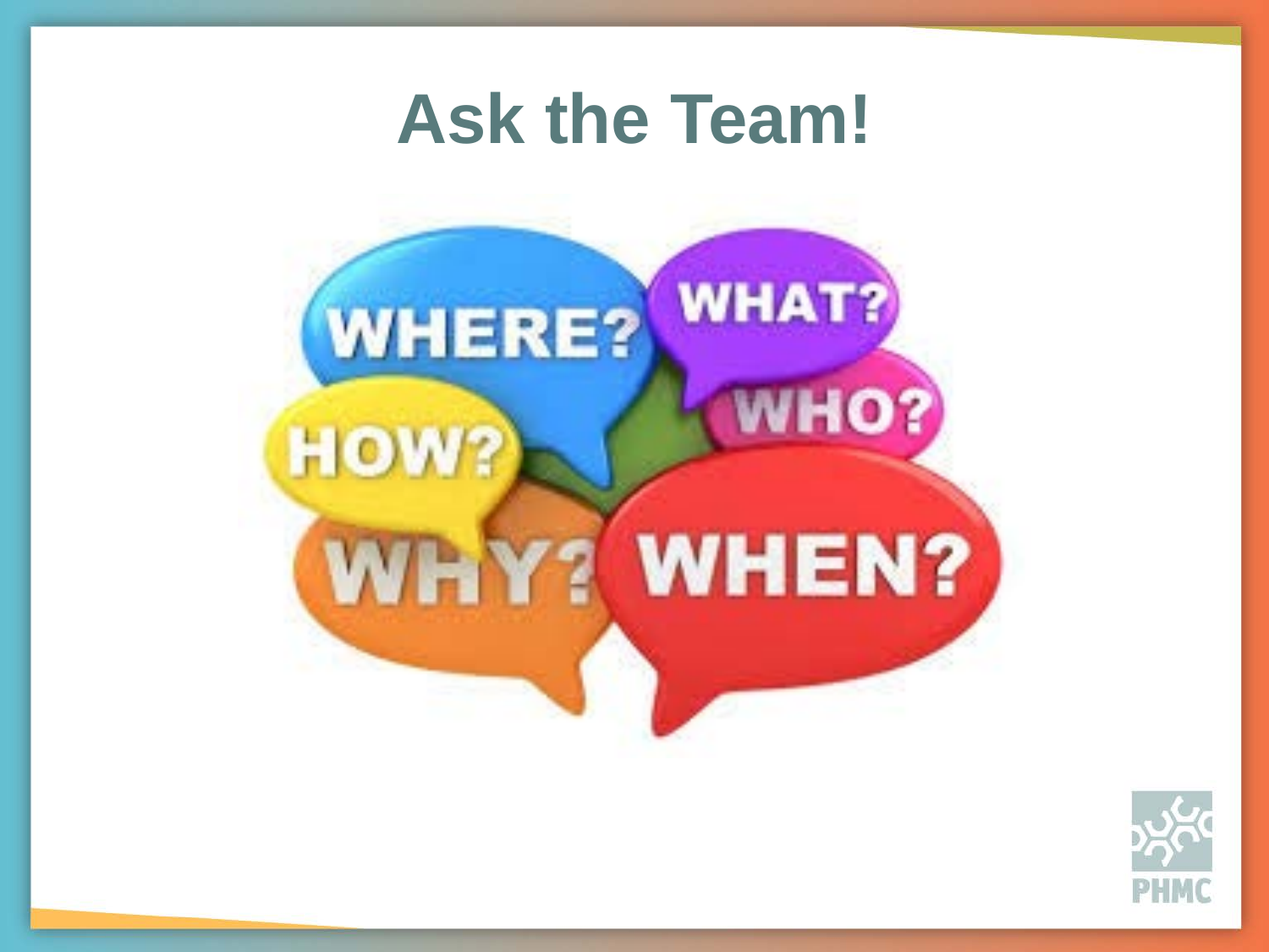# Ask the Team!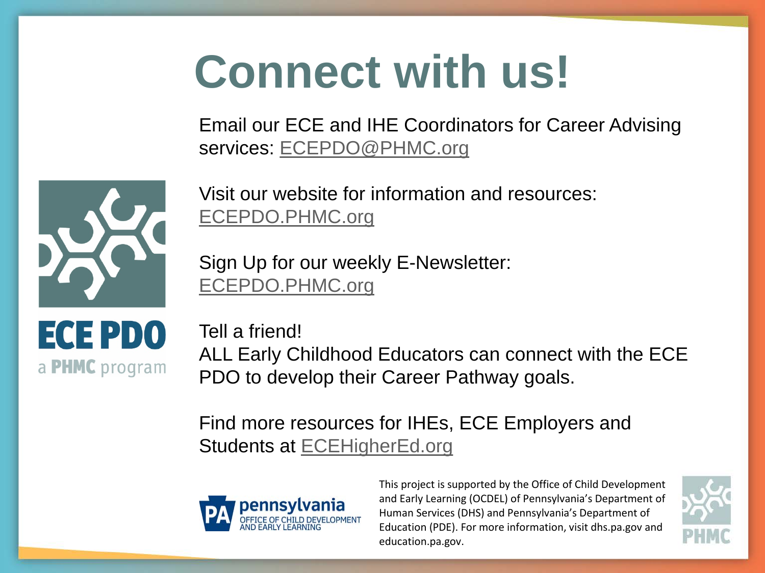# Connect with us!

Email our ECE and IHE Coordinators for Career Advising services: ECEPDO@PHMC.org

Visit our website for information and resources: ECEPDO.PHMC.org

Sign Up for our weekly E-Newsletter: ECEPDO.PHMC.org

Tell a friend!
ALL Early Childhood Educators can connect with the ECE PDO to develop their Career Pathway goals.

Find more resources for IHEs, ECE Employers and Students at ECEHigherEd.org

ECE PDO
a PHMC program

pennsylvania
OFFICE OF CHILD DEVELOPMENT AND EARLY LEARNING

This project is supported by the Office of Child Development and Early Learning (OCDEL) of Pennsylvania's Department of Human Services (DHS) and Pennsylvania's Department of Education (PDE). For more information, visit dhs.pa.gov and education.pa.gov.

PHMC